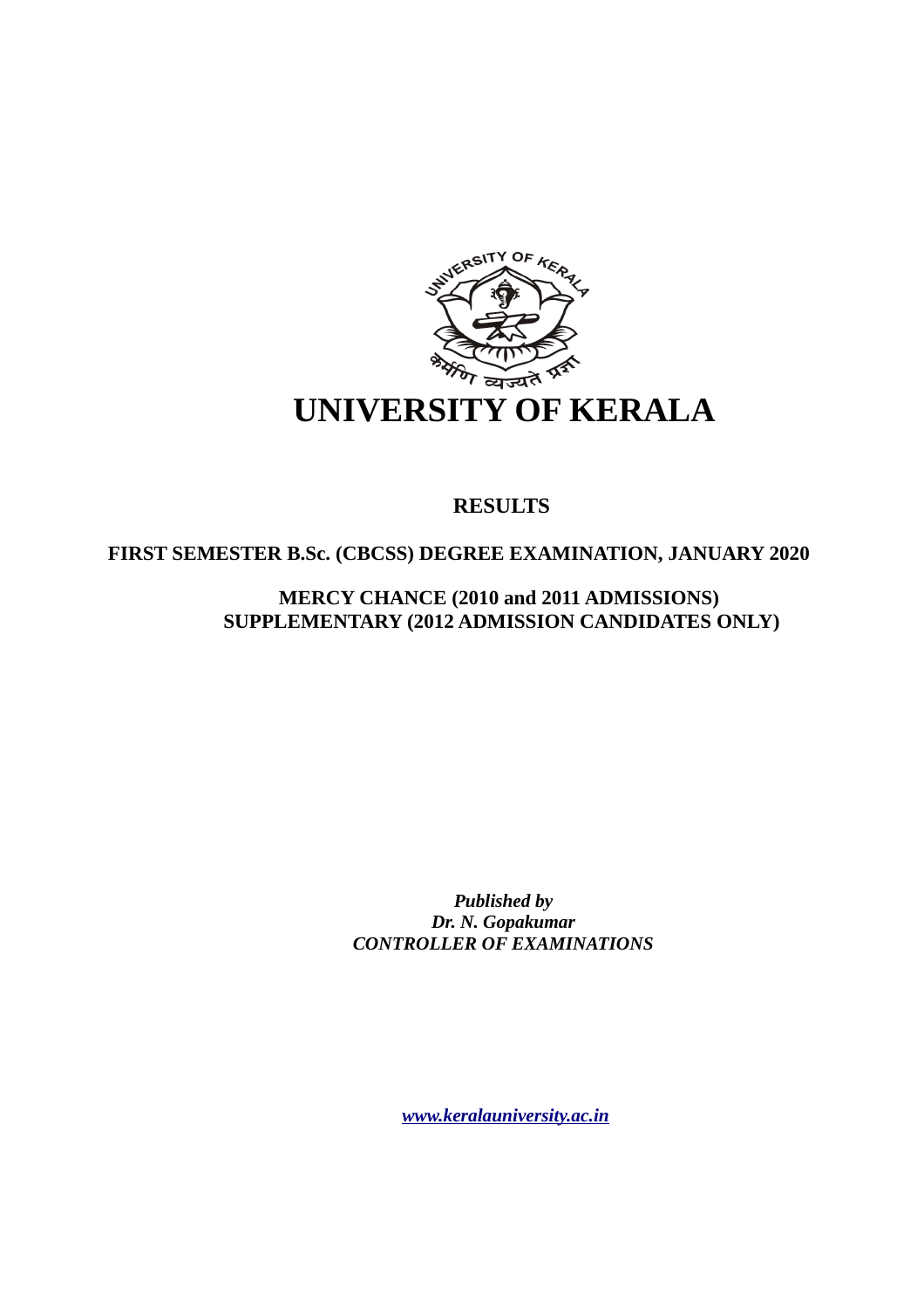# UNIVERSITY OF KERALA

## RESULTS

### FIRST SEMESTER B.Sc. (CBCSS) DEGREE EXAMINATION, JANUARY 2020

### MERCY CHANCE (2010 and 2011 ADMISSIONS)
### SUPPLEMENTARY (2012 ADMISSION CANDIDATES ONLY)

***Published by***
***Dr. N. Gopakumar***
***CONTROLLER OF EXAMINATIONS***

*www.keralauniversity.ac.in*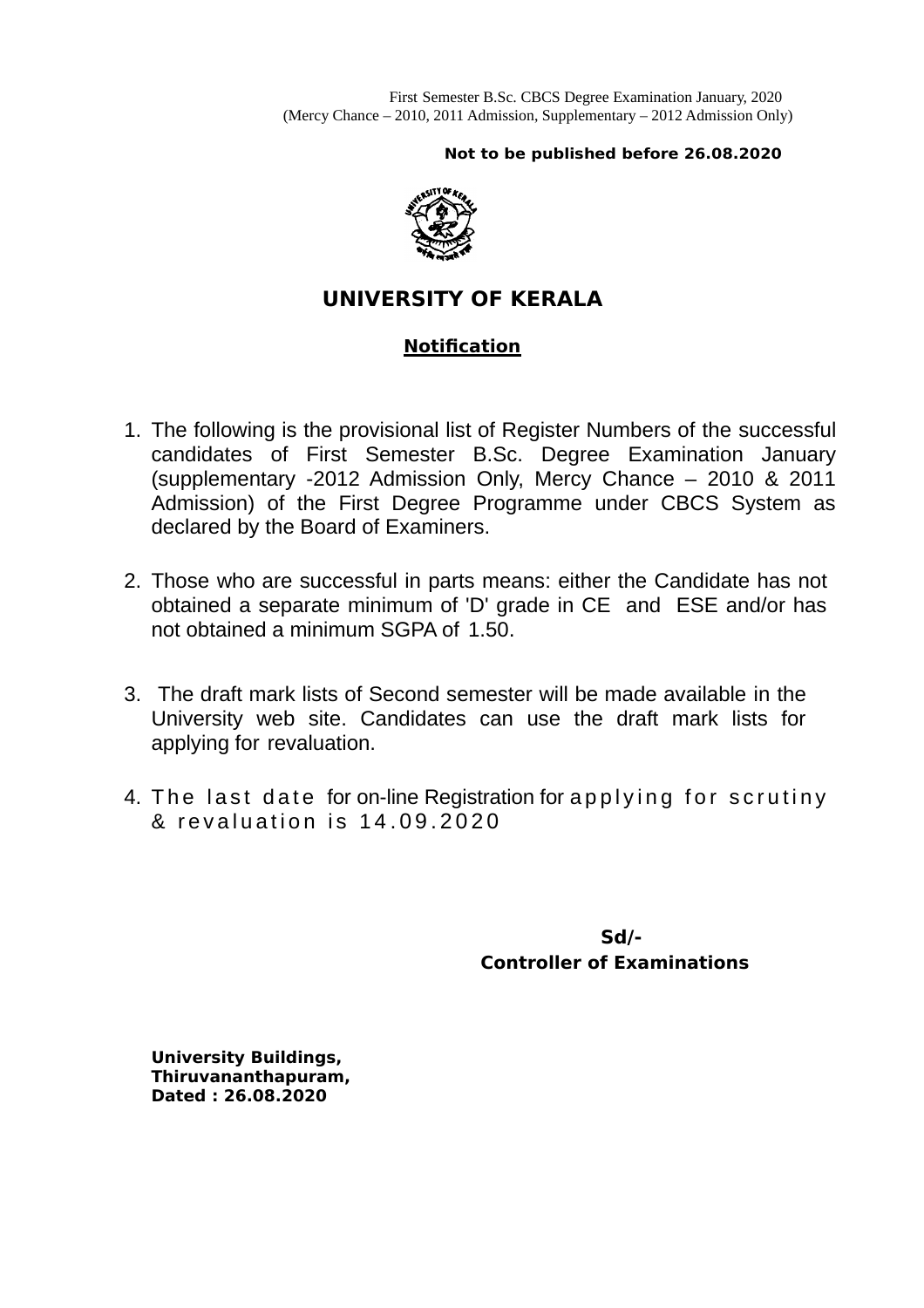First Semester B.Sc. CBCS Degree Examination January, 2020
(Mercy Chance – 2010, 2011 Admission, Supplementary – 2012 Admission Only)

**Not to be published before 26.08.2020**

# UNIVERSITY OF KERALA

## Notification

1. The following is the provisional list of Register Numbers of the successful candidates of First Semester B.Sc. Degree Examination January (supplementary -2012 Admission Only, Mercy Chance – 2010 & 2011 Admission) of the First Degree Programme under CBCS System as declared by the Board of Examiners.

2. Those who are successful in parts means: either the Candidate has not obtained a separate minimum of 'D' grade in CE and ESE and/or has not obtained a minimum SGPA of 1.50.

3. The draft mark lists of Second semester will be made available in the University web site. Candidates can use the draft mark lists for applying for revaluation.

4. The last date for on-line Registration for applying for scrutiny & revaluation is 14.09.2020

**Sd/-**
**Controller of Examinations**

**University Buildings,**
**Thiruvananthapuram,**
**Dated : 26.08.2020**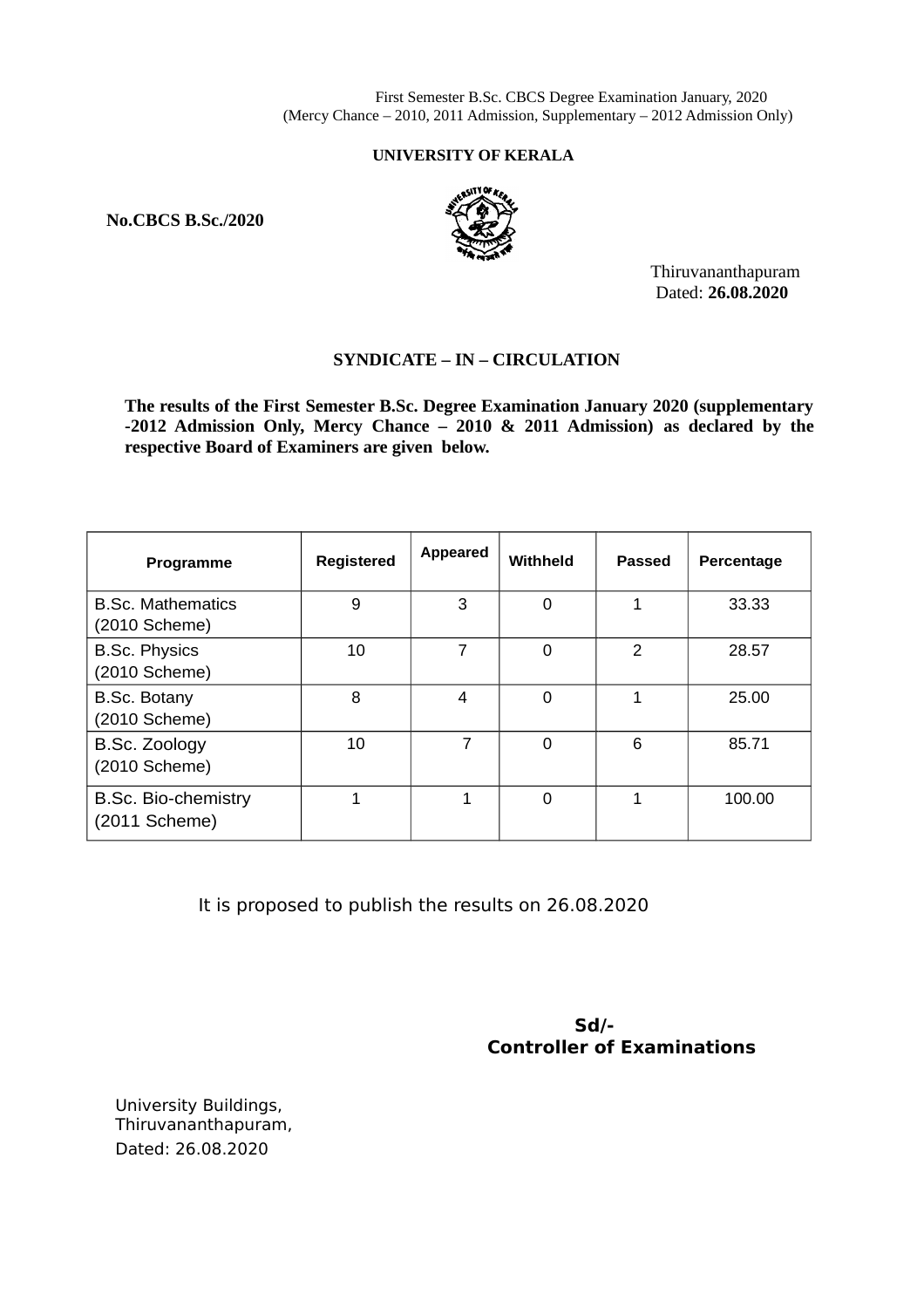First Semester B.Sc. CBCS Degree Examination January, 2020
(Mercy Chance – 2010, 2011 Admission, Supplementary – 2012 Admission Only)

**UNIVERSITY OF KERALA**

**No.CBCS B.Sc./2020**

Thiruvananthapuram
Dated: **26.08.2020**

**SYNDICATE – IN – CIRCULATION**

**The results of the First Semester B.Sc. Degree Examination January 2020 (supplementary -2012 Admission Only, Mercy Chance – 2010 & 2011 Admission) as declared by the respective Board of Examiners are given below.**

| Programme | Registered | Appeared | Withheld | Passed | Percentage |
|---|---|---|---|---|---|
| B.Sc. Mathematics (2010 Scheme) | 9 | 3 | 0 | 1 | 33.33 |
| B.Sc. Physics (2010 Scheme) | 10 | 7 | 0 | 2 | 28.57 |
| B.Sc. Botany (2010 Scheme) | 8 | 4 | 0 | 1 | 25.00 |
| B.Sc. Zoology (2010 Scheme) | 10 | 7 | 0 | 6 | 85.71 |
| B.Sc. Bio-chemistry (2011 Scheme) | 1 | 1 | 0 | 1 | 100.00 |

It is proposed to publish the results on 26.08.2020

**Sd/-**
**Controller of Examinations**

University Buildings,
Thiruvananthapuram,
Dated: 26.08.2020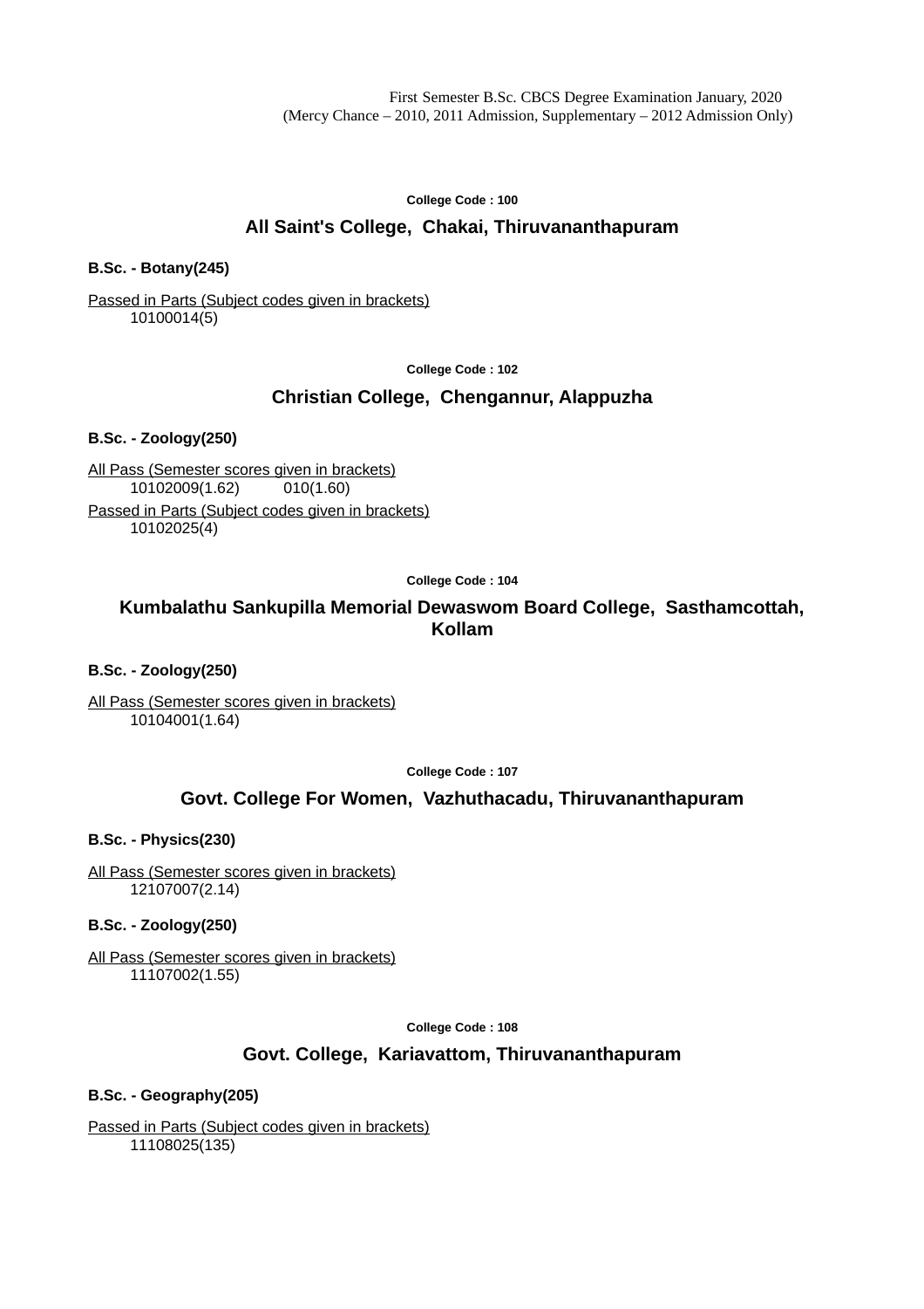First Semester B.Sc. CBCS Degree Examination January, 2020
(Mercy Chance – 2010, 2011 Admission, Supplementary – 2012 Admission Only)

**College Code : 100**

## All Saint's College, Chakai, Thiruvananthapuram

**B.Sc. - Botany(245)**

Passed in Parts (Subject codes given in brackets)
10100014(5)

**College Code : 102**

## Christian College, Chengannur, Alappuzha

**B.Sc. - Zoology(250)**

All Pass (Semester scores given in brackets)
10102009(1.62) 010(1.60)

Passed in Parts (Subject codes given in brackets)
10102025(4)

**College Code : 104**

## Kumbalathu Sankupilla Memorial Dewaswom Board College, Sasthamcottah, Kollam

**B.Sc. - Zoology(250)**

All Pass (Semester scores given in brackets)
10104001(1.64)

**College Code : 107**

## Govt. College For Women, Vazhuthacadu, Thiruvananthapuram

**B.Sc. - Physics(230)**

All Pass (Semester scores given in brackets)
12107007(2.14)

**B.Sc. - Zoology(250)**

All Pass (Semester scores given in brackets)
11107002(1.55)

**College Code : 108**

## Govt. College, Kariavattom, Thiruvananthapuram

**B.Sc. - Geography(205)**

Passed in Parts (Subject codes given in brackets)
11108025(135)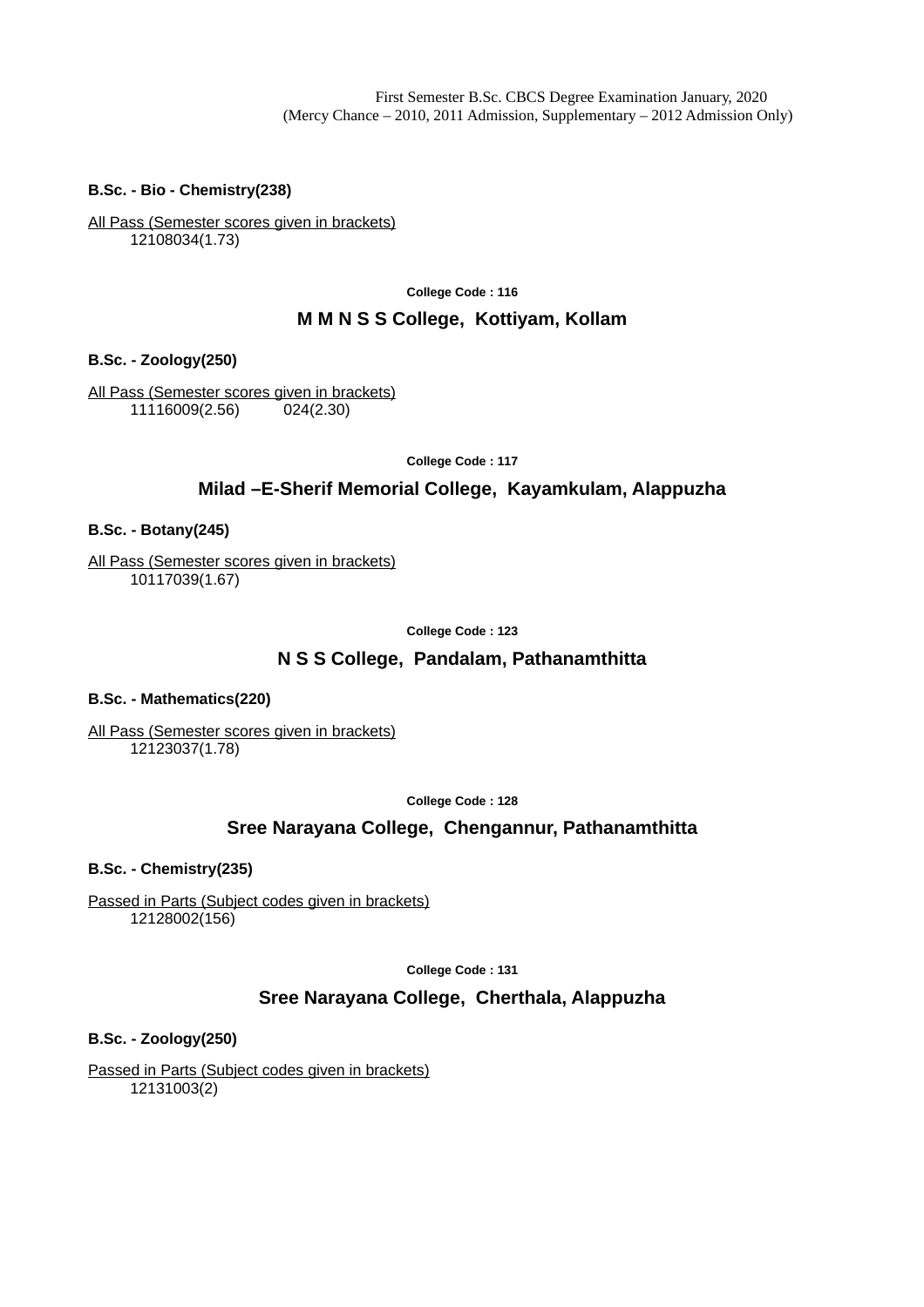First Semester B.Sc. CBCS Degree Examination January, 2020
(Mercy Chance – 2010, 2011 Admission, Supplementary – 2012 Admission Only)

**B.Sc. - Bio - Chemistry(238)**

All Pass (Semester scores given in brackets)
12108034(1.73)

College Code : 116

## M M N S S College, Kottiyam, Kollam

**B.Sc. - Zoology(250)**

All Pass (Semester scores given in brackets)
11116009(2.56) 024(2.30)

College Code : 117

## Milad –E-Sherif Memorial College, Kayamkulam, Alappuzha

**B.Sc. - Botany(245)**

All Pass (Semester scores given in brackets)
10117039(1.67)

College Code : 123

## N S S College, Pandalam, Pathanamthitta

**B.Sc. - Mathematics(220)**

All Pass (Semester scores given in brackets)
12123037(1.78)

College Code : 128

## Sree Narayana College, Chengannur, Pathanamthitta

**B.Sc. - Chemistry(235)**

Passed in Parts (Subject codes given in brackets)
12128002(156)

College Code : 131

## Sree Narayana College, Cherthala, Alappuzha

**B.Sc. - Zoology(250)**

Passed in Parts (Subject codes given in brackets)
12131003(2)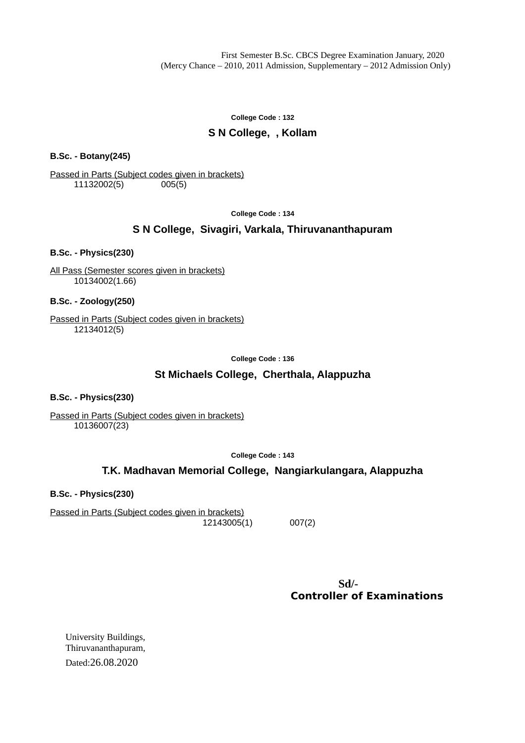First Semester B.Sc. CBCS Degree Examination January, 2020
(Mercy Chance – 2010, 2011 Admission, Supplementary – 2012 Admission Only)

**College Code : 132**

## S N College, , Kollam

**B.Sc. - Botany(245)**

Passed in Parts (Subject codes given in brackets)
11132002(5) 005(5)

**College Code : 134**

## S N College, Sivagiri, Varkala, Thiruvananthapuram

**B.Sc. - Physics(230)**

All Pass (Semester scores given in brackets)
10134002(1.66)

**B.Sc. - Zoology(250)**

Passed in Parts (Subject codes given in brackets)
12134012(5)

**College Code : 136**

## St Michaels College, Cherthala, Alappuzha

**B.Sc. - Physics(230)**

Passed in Parts (Subject codes given in brackets)
10136007(23)

**College Code : 143**

## T.K. Madhavan Memorial College, Nangiarkulangara, Alappuzha

**B.Sc. - Physics(230)**

Passed in Parts (Subject codes given in brackets)
12143005(1) 007(2)

**Sd/-**
**Controller of Examinations**

University Buildings,
Thiruvananthapuram,
Dated:26.08.2020